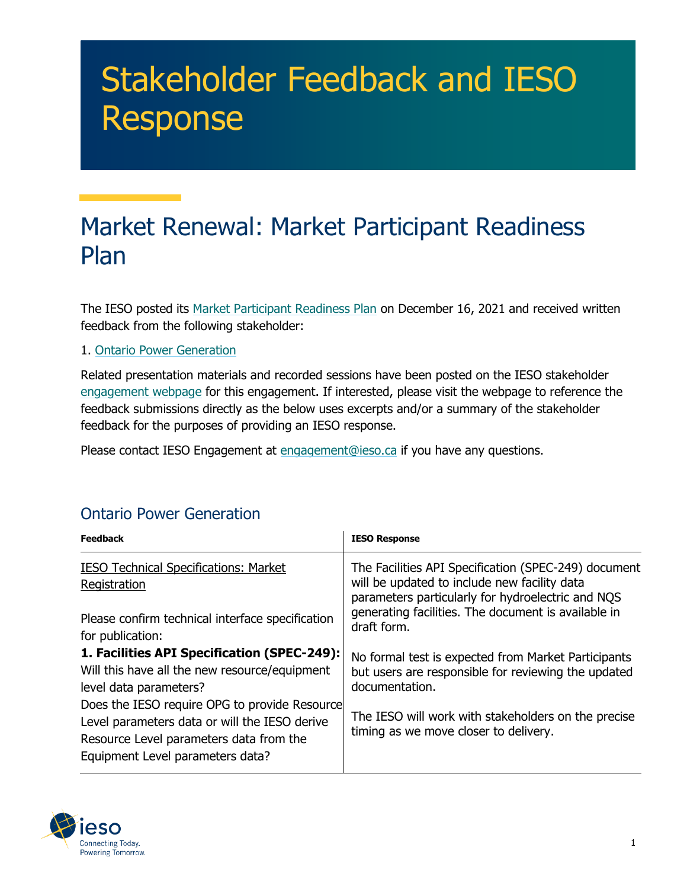# Stakeholder Feedback and IESO Response

## Market Renewal: Market Participant Readiness Plan

The IESO posted its Market Participant Readiness Plan on December 16, 2021 and received written feedback from the following stakeholder:

1. Ontario Power Generation

Related presentation materials and recorded sessions have been posted on the IESO stakeholder engagement webpage for this engagement. If interested, please visit the webpage to reference the feedback submissions directly as the below uses excerpts and/or a summary of the stakeholder feedback for the purposes of providing an IESO response.

Please contact IESO Engagement at engagement@ieso.ca if you have any questions.

### Ontario Power Generation

| Feedback | IESO Response |
|---|---|
| <u>IESO Technical Specifications: Market Registration</u><br><br>Please confirm technical interface specification for publication:<br>**1. Facilities API Specification (SPEC-249):** Will this have all the new resource/equipment level data parameters?<br>Does the IESO require OPG to provide Resource Level parameters data or will the IESO derive Resource Level parameters data from the Equipment Level parameters data? | The Facilities API Specification (SPEC-249) document will be updated to include new facility data parameters particularly for hydroelectric and NQS generating facilities. The document is available in draft form.<br><br>No formal test is expected from Market Participants but users are responsible for reviewing the updated documentation.<br><br>The IESO will work with stakeholders on the precise timing as we move closer to delivery. |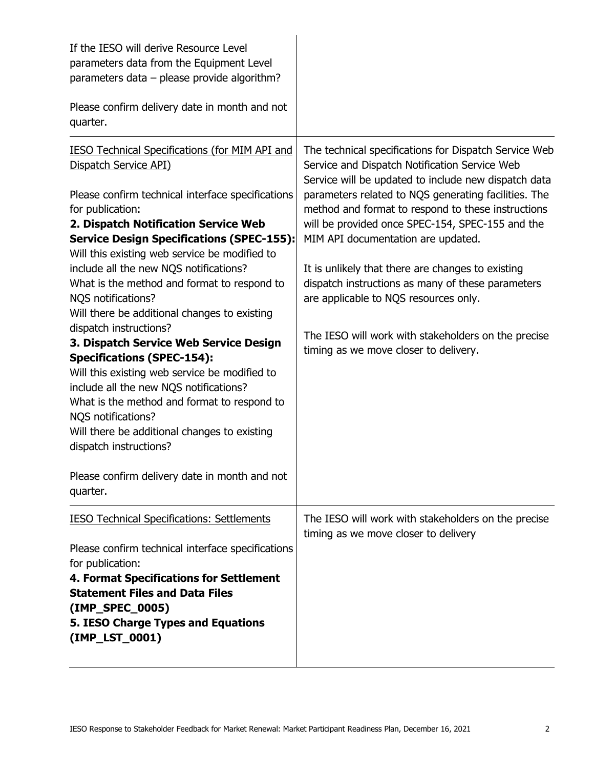| | |
|---|---|
| If the IESO will derive Resource Level parameters data from the Equipment Level parameters data – please provide algorithm?<br><br>Please confirm delivery date in month and not quarter. | |
| <u>IESO Technical Specifications (for MIM API and Dispatch Service API)</u><br><br>Please confirm technical interface specifications for publication:<br>**2. Dispatch Notification Service Web Service Design Specifications (SPEC-155):**<br>Will this existing web service be modified to include all the new NQS notifications?<br>What is the method and format to respond to NQS notifications?<br>Will there be additional changes to existing dispatch instructions?<br>**3. Dispatch Service Web Service Design Specifications (SPEC-154):**<br>Will this existing web service be modified to include all the new NQS notifications?<br>What is the method and format to respond to NQS notifications?<br>Will there be additional changes to existing dispatch instructions?<br><br>Please confirm delivery date in month and not quarter. | The technical specifications for Dispatch Service Web Service and Dispatch Notification Service Web Service will be updated to include new dispatch data parameters related to NQS generating facilities. The method and format to respond to these instructions will be provided once SPEC-154, SPEC-155 and the MIM API documentation are updated.<br><br>It is unlikely that there are changes to existing dispatch instructions as many of these parameters are applicable to NQS resources only.<br><br>The IESO will work with stakeholders on the precise timing as we move closer to delivery. |
| <u>IESO Technical Specifications: Settlements</u><br><br>Please confirm technical interface specifications for publication:<br>**4. Format Specifications for Settlement Statement Files and Data Files (IMP_SPEC_0005)**<br>**5. IESO Charge Types and Equations (IMP_LST_0001)** | The IESO will work with stakeholders on the precise timing as we move closer to delivery |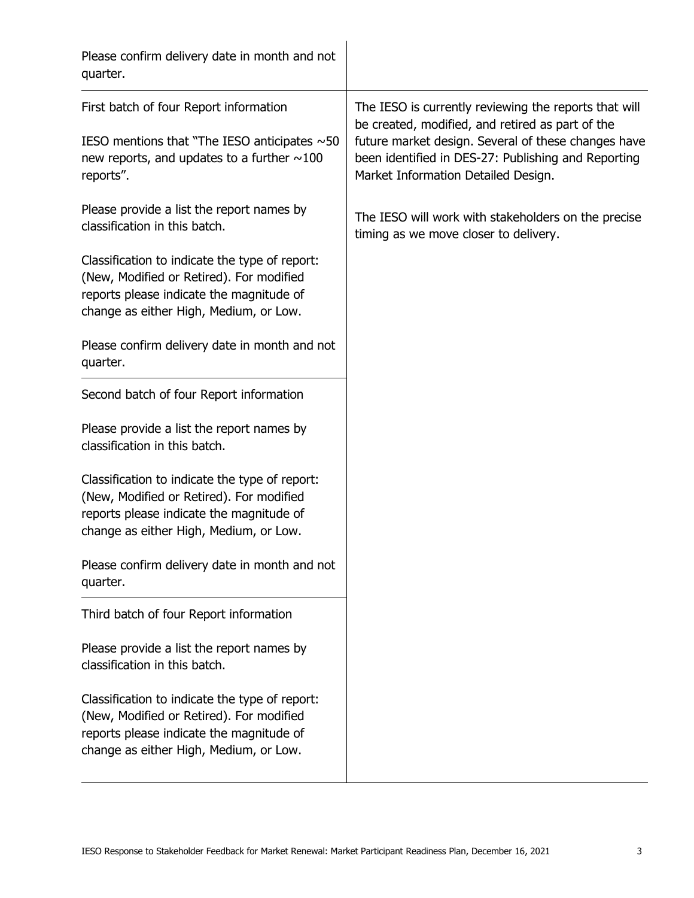| | |
|---|---|
| Please confirm delivery date in month and not quarter. | |
| First batch of four Report information<br><br>IESO mentions that "The IESO anticipates ~50 new reports, and updates to a further ~100 reports".<br><br>Please provide a list the report names by classification in this batch.<br><br>Classification to indicate the type of report: (New, Modified or Retired). For modified reports please indicate the magnitude of change as either High, Medium, or Low.<br><br>Please confirm delivery date in month and not quarter. | The IESO is currently reviewing the reports that will be created, modified, and retired as part of the future market design. Several of these changes have been identified in DES-27: Publishing and Reporting Market Information Detailed Design.<br><br>The IESO will work with stakeholders on the precise timing as we move closer to delivery. |
| Second batch of four Report information<br><br>Please provide a list the report names by classification in this batch.<br><br>Classification to indicate the type of report: (New, Modified or Retired). For modified reports please indicate the magnitude of change as either High, Medium, or Low.<br><br>Please confirm delivery date in month and not quarter. | |
| Third batch of four Report information<br><br>Please provide a list the report names by classification in this batch.<br><br>Classification to indicate the type of report: (New, Modified or Retired). For modified reports please indicate the magnitude of change as either High, Medium, or Low. | |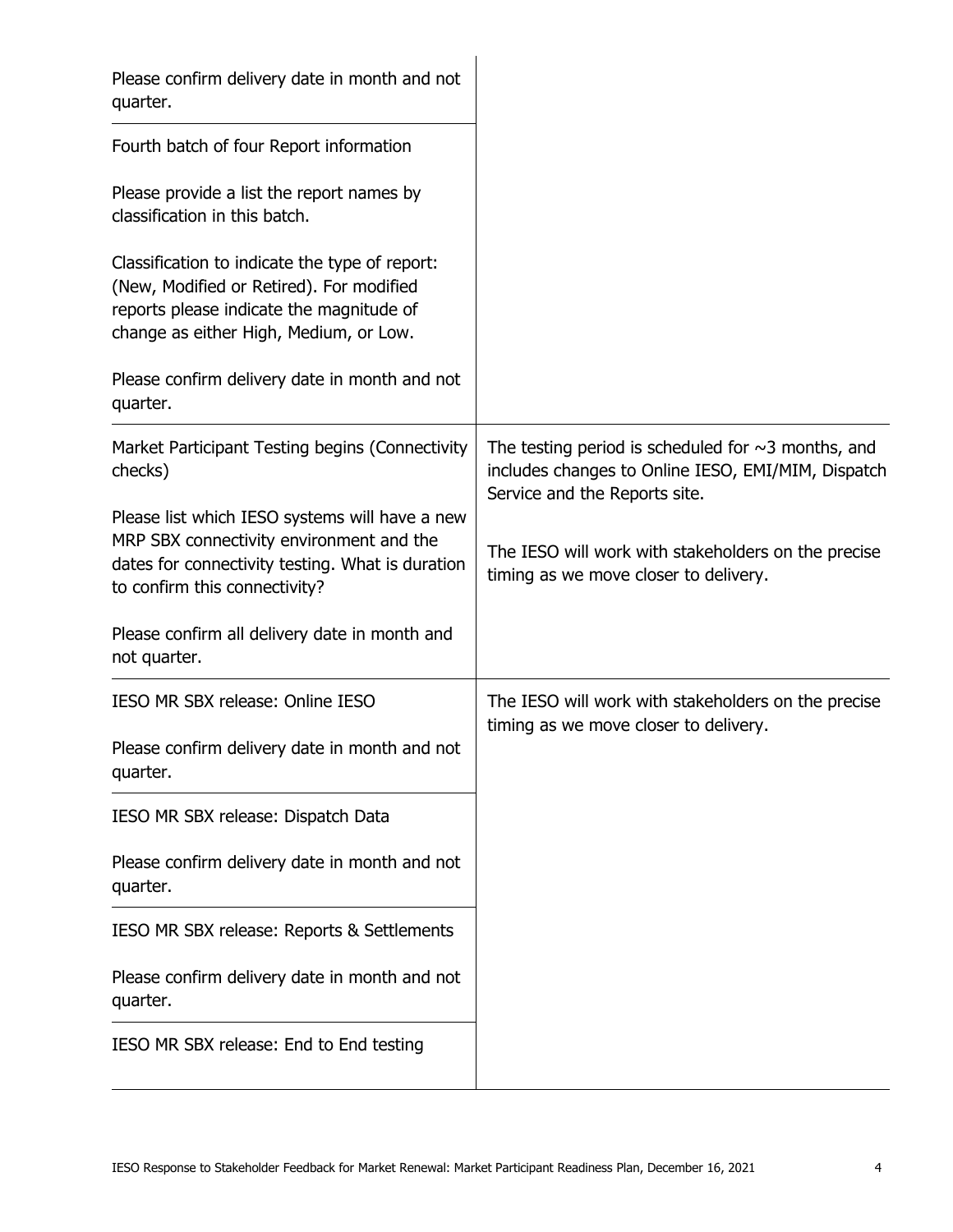| | |
|---|---|
| Please confirm delivery date in month and not quarter. | |
| Fourth batch of four Report information<br><br>Please provide a list the report names by classification in this batch.<br><br>Classification to indicate the type of report: (New, Modified or Retired). For modified reports please indicate the magnitude of change as either High, Medium, or Low.<br><br>Please confirm delivery date in month and not quarter. | |
| Market Participant Testing begins (Connectivity checks)<br><br>Please list which IESO systems will have a new MRP SBX connectivity environment and the dates for connectivity testing. What is duration to confirm this connectivity?<br><br>Please confirm all delivery date in month and not quarter. | The testing period is scheduled for ~3 months, and includes changes to Online IESO, EMI/MIM, Dispatch Service and the Reports site.<br><br>The IESO will work with stakeholders on the precise timing as we move closer to delivery. |
| IESO MR SBX release: Online IESO<br><br>Please confirm delivery date in month and not quarter. | The IESO will work with stakeholders on the precise timing as we move closer to delivery. |
| IESO MR SBX release: Dispatch Data<br><br>Please confirm delivery date in month and not quarter. | |
| IESO MR SBX release: Reports & Settlements<br><br>Please confirm delivery date in month and not quarter. | |
| IESO MR SBX release: End to End testing | |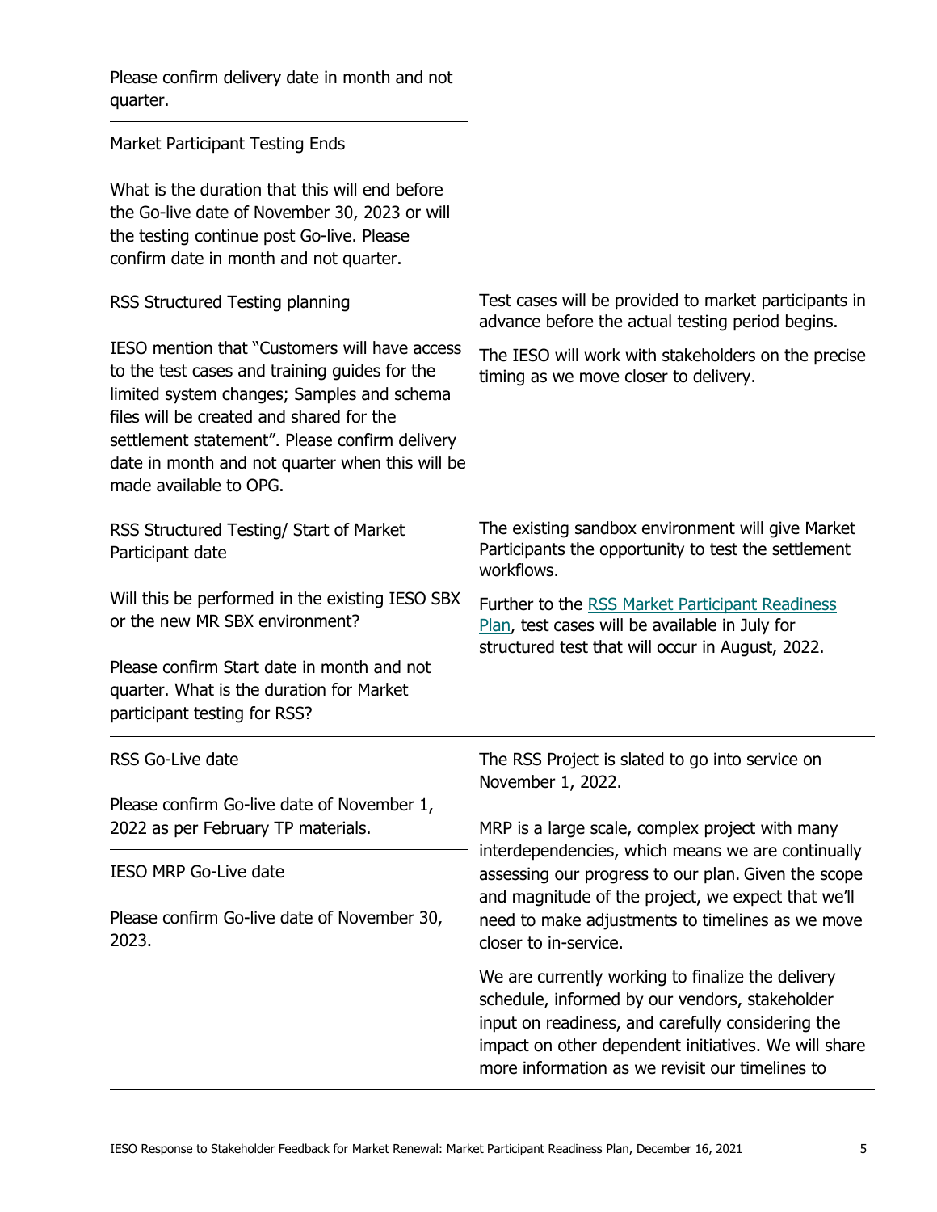| | |
|---|---|
| Please confirm delivery date in month and not quarter. | |
| Market Participant Testing Ends<br><br>What is the duration that this will end before the Go-live date of November 30, 2023 or will the testing continue post Go-live. Please confirm date in month and not quarter. | |
| RSS Structured Testing planning<br><br>IESO mention that "Customers will have access to the test cases and training guides for the limited system changes; Samples and schema files will be created and shared for the settlement statement". Please confirm delivery date in month and not quarter when this will be made available to OPG. | Test cases will be provided to market participants in advance before the actual testing period begins.<br><br>The IESO will work with stakeholders on the precise timing as we move closer to delivery. |
| RSS Structured Testing/ Start of Market Participant date<br><br>Will this be performed in the existing IESO SBX or the new MR SBX environment?<br><br>Please confirm Start date in month and not quarter. What is the duration for Market participant testing for RSS? | The existing sandbox environment will give Market Participants the opportunity to test the settlement workflows.<br><br>Further to the [RSS Market Participant Readiness Plan](), test cases will be available in July for structured test that will occur in August, 2022. |
| RSS Go-Live date<br><br>Please confirm Go-live date of November 1, 2022 as per February TP materials. | The RSS Project is slated to go into service on November 1, 2022.<br><br>MRP is a large scale, complex project with many interdependencies, which means we are continually assessing our progress to our plan. Given the scope and magnitude of the project, we expect that we'll need to make adjustments to timelines as we move closer to in-service.<br><br>We are currently working to finalize the delivery schedule, informed by our vendors, stakeholder input on readiness, and carefully considering the impact on other dependent initiatives. We will share more information as we revisit our timelines to |
| IESO MRP Go-Live date<br><br>Please confirm Go-live date of November 30, 2023. | |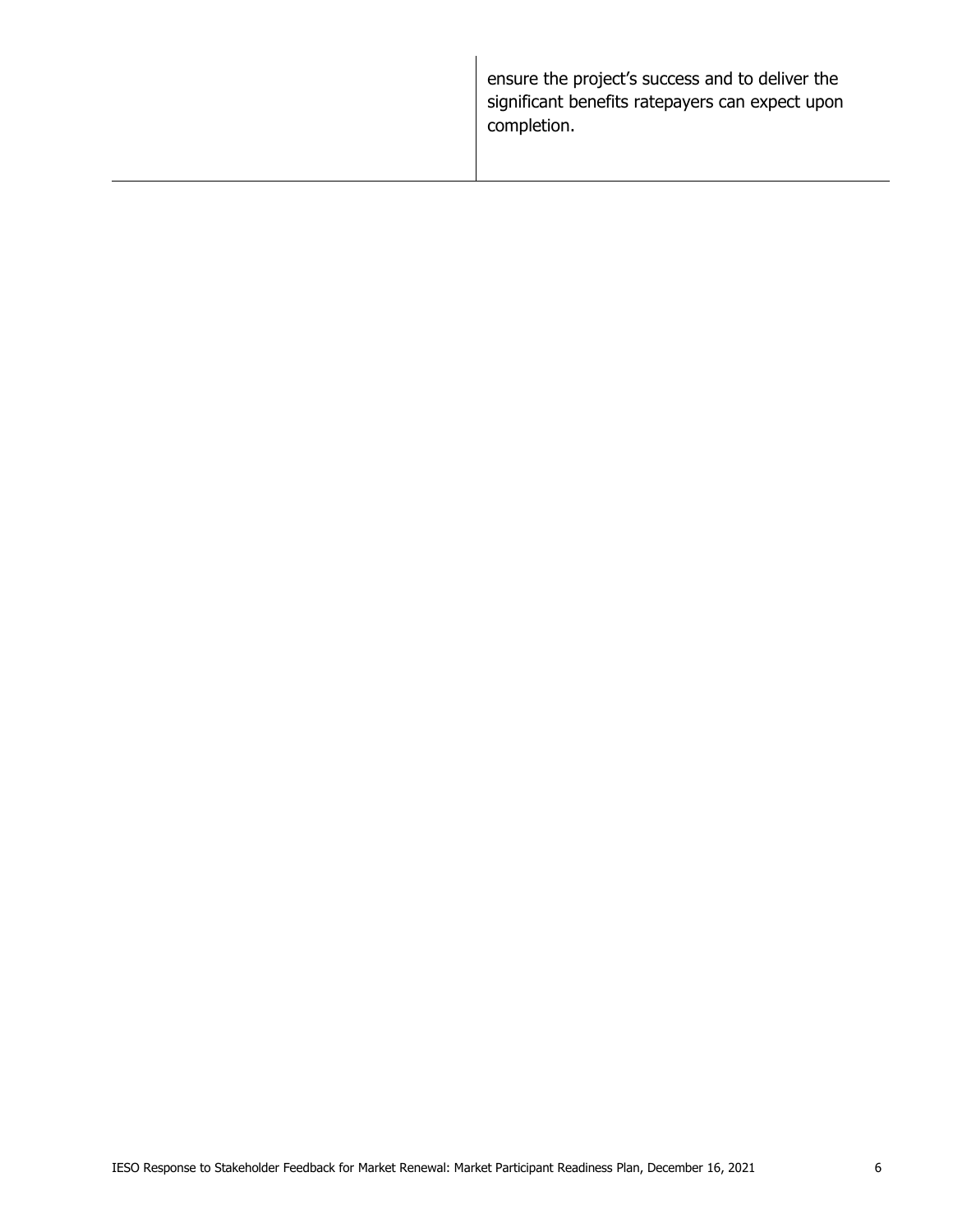| | |
| --- | --- |
| | ensure the project's success and to deliver the significant benefits ratepayers can expect upon completion. |